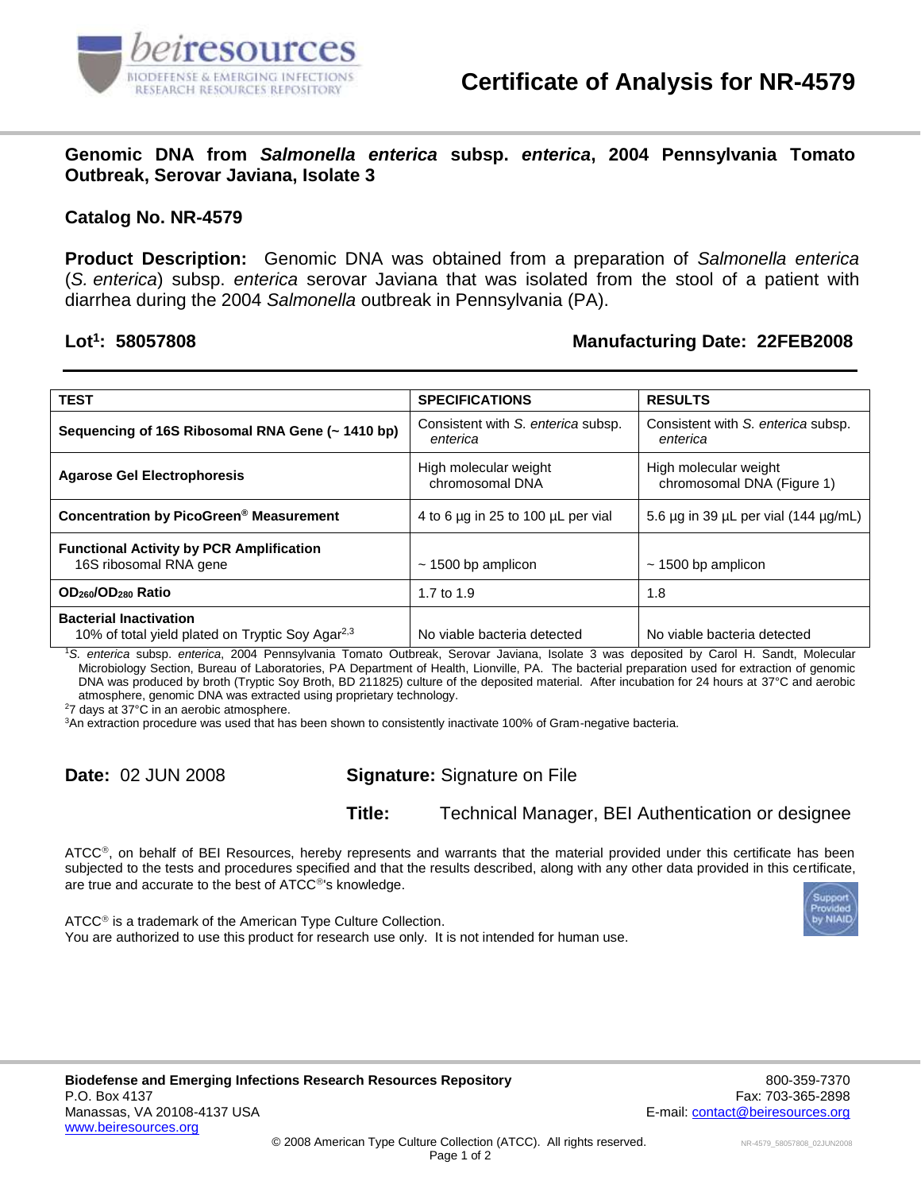# Certificate of Analysis for NR-4579

## Genomic DNA from *Salmonella enterica* subsp. *enterica*, 2004 Pennsylvania Tomato Outbreak, Serovar Javiana, Isolate 3

### Catalog No. NR-4579

**Product Description:** Genomic DNA was obtained from a preparation of *Salmonella enterica* (*S. enterica*) subsp. *enterica* serovar Javiana that was isolated from the stool of a patient with diarrhea during the 2004 *Salmonella* outbreak in Pennsylvania (PA).

**Lot[1]: 58057808** **Manufacturing Date: 22FEB2008**

| TEST | SPECIFICATIONS | RESULTS |
|---|---|---|
| **Sequencing of 16S Ribosomal RNA Gene (~ 1410 bp)** | Consistent with *S. enterica* subsp. *enterica* | Consistent with *S. enterica* subsp. *enterica* |
| **Agarose Gel Electrophoresis** | High molecular weight chromosomal DNA | High molecular weight chromosomal DNA (Figure 1) |
| **Concentration by PicoGreen® Measurement** | 4 to 6 µg in 25 to 100 µL per vial | 5.6 µg in 39 µL per vial (144 µg/mL) |
| **Functional Activity by PCR Amplification** 16S ribosomal RNA gene | ~ 1500 bp amplicon | ~ 1500 bp amplicon |
| **$OD_{260}/OD_{280}$ Ratio** | 1.7 to 1.9 | 1.8 |
| **Bacterial Inactivation** 10% of total yield plated on Tryptic Soy Agar[2,3] | No viable bacteria detected | No viable bacteria detected |

[1] *S. enterica* subsp. *enterica*, 2004 Pennsylvania Tomato Outbreak, Serovar Javiana, Isolate 3 was deposited by Carol H. Sandt, Molecular Microbiology Section, Bureau of Laboratories, PA Department of Health, Lionville, PA. The bacterial preparation used for extraction of genomic DNA was produced by broth (Tryptic Soy Broth, BD 211825) culture of the deposited material. After incubation for 24 hours at 37°C and aerobic atmosphere, genomic DNA was extracted using proprietary technology.

[2] 7 days at 37°C in an aerobic atmosphere.

[3] An extraction procedure was used that has been shown to consistently inactivate 100% of Gram-negative bacteria.

**Date:** 02 JUN 2008 **Signature:** Signature on File

**Title:** Technical Manager, BEI Authentication or designee

ATCC®, on behalf of BEI Resources, hereby represents and warrants that the material provided under this certificate has been subjected to the tests and procedures specified and that the results described, along with any other data provided in this certificate, are true and accurate to the best of ATCC®'s knowledge.

ATCC® is a trademark of the American Type Culture Collection.
You are authorized to use this product for research use only. It is not intended for human use.

**Biodefense and Emerging Infections Research Resources Repository**
P.O. Box 4137
Manassas, VA 20108-4137 USA
www.beiresources.org

800-359-7370
Fax: 703-365-2898
E-mail: contact@beiresources.org

© 2008 American Type Culture Collection (ATCC). All rights reserved.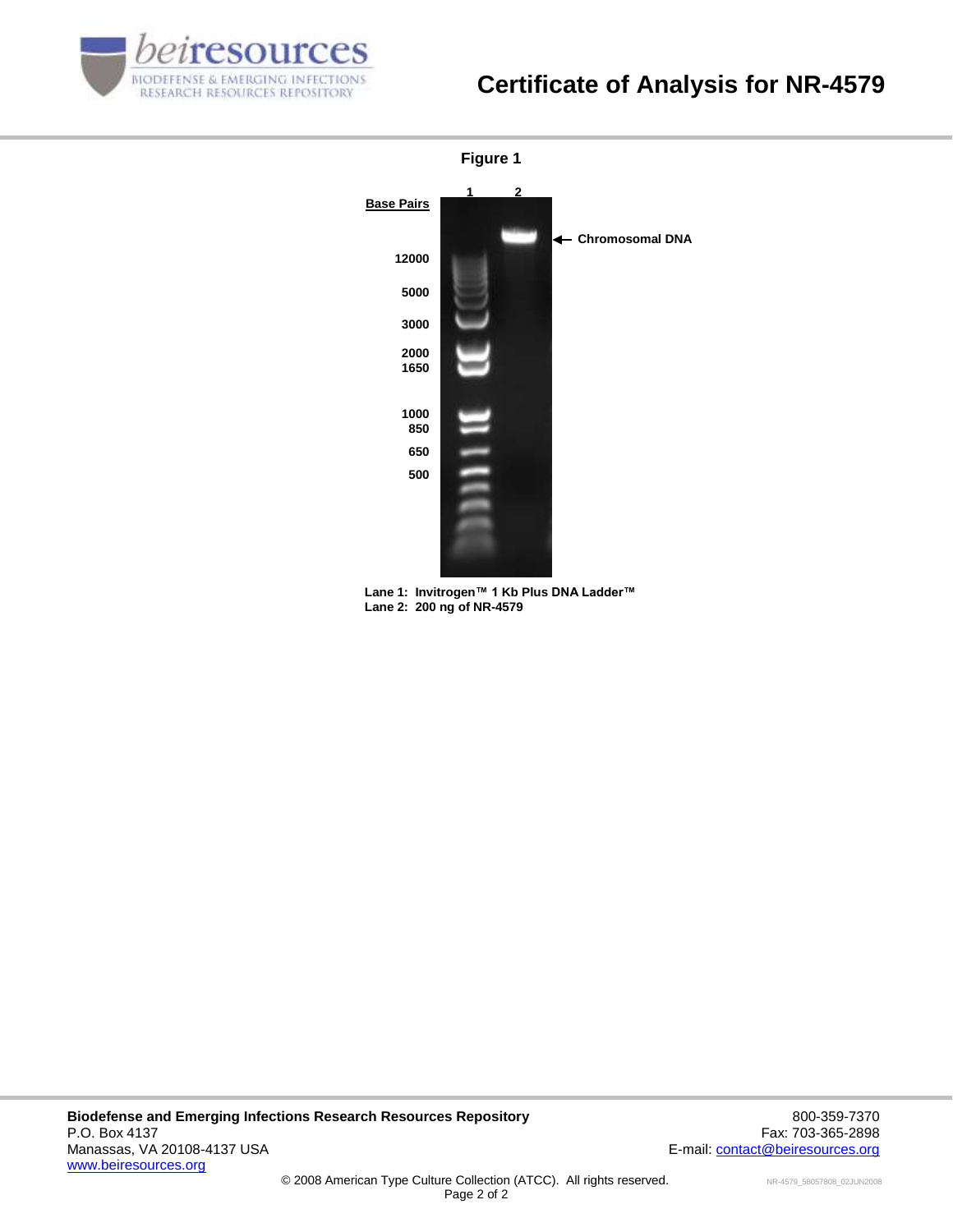## Certificate of Analysis for NR-4579

**Figure 1**

Base Pairs

1 2

12000

5000

3000

2000

1650

1000

850

650

500

Chromosomal DNA

**Lane 1: Invitrogen™ 1 Kb Plus DNA Ladder™**
**Lane 2: 200 ng of NR-4579**

**Biodefense and Emerging Infections Research Resources Repository**
P.O. Box 4137
Manassas, VA 20108-4137 USA
www.beiresources.org

800-359-7370
Fax: 703-365-2898
E-mail: contact@beiresources.org

© 2008 American Type Culture Collection (ATCC). All rights reserved.

NR-4579_58057808_02JUN2008